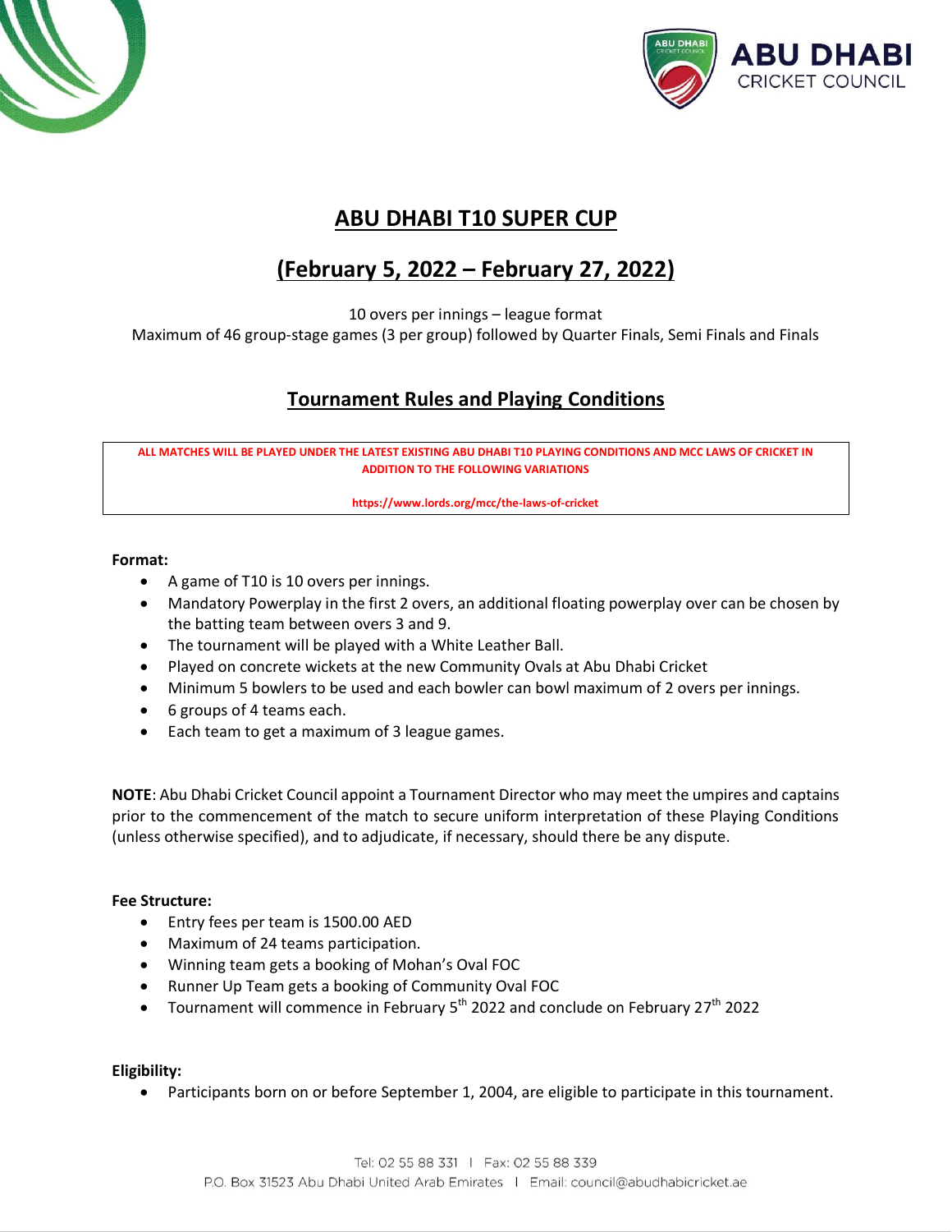# ABU DHABI T10 SUPER CUP

## (February 5, 2022 – February 27, 2022)

10 overs per innings – league format

Maximum of 46 group-stage games (3 per group) followed by Quarter Finals, Semi Finals and Finals

## Tournament Rules and Playing Conditions

**ALL MATCHES WILL BE PLAYED UNDER THE LATEST EXISTING ABU DHABI T10 PLAYING CONDITIONS AND MCC LAWS OF CRICKET IN ADDITION TO THE FOLLOWING VARIATIONS**

**https://www.lords.org/mcc/the-laws-of-cricket**

**Format:**

- A game of T10 is 10 overs per innings.
- Mandatory Powerplay in the first 2 overs, an additional floating powerplay over can be chosen by the batting team between overs 3 and 9.
- The tournament will be played with a White Leather Ball.
- Played on concrete wickets at the new Community Ovals at Abu Dhabi Cricket
- Minimum 5 bowlers to be used and each bowler can bowl maximum of 2 overs per innings.
- 6 groups of 4 teams each.
- Each team to get a maximum of 3 league games.

**NOTE**: Abu Dhabi Cricket Council appoint a Tournament Director who may meet the umpires and captains prior to the commencement of the match to secure uniform interpretation of these Playing Conditions (unless otherwise specified), and to adjudicate, if necessary, should there be any dispute.

**Fee Structure:**

- Entry fees per team is 1500.00 AED
- Maximum of 24 teams participation.
- Winning team gets a booking of Mohan's Oval FOC
- Runner Up Team gets a booking of Community Oval FOC
- Tournament will commence in February 5th 2022 and conclude on February 27th 2022

**Eligibility:**

- Participants born on or before September 1, 2004, are eligible to participate in this tournament.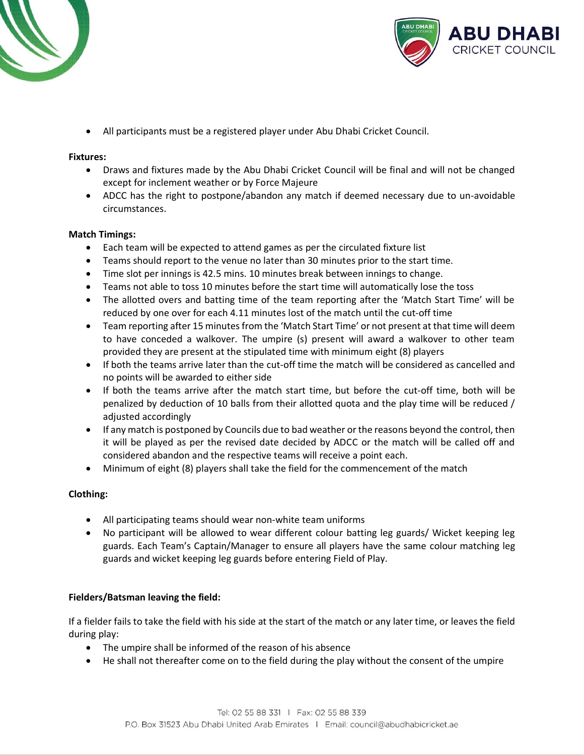- All participants must be a registered player under Abu Dhabi Cricket Council.

**Fixtures:**

- Draws and fixtures made by the Abu Dhabi Cricket Council will be final and will not be changed except for inclement weather or by Force Majeure
- ADCC has the right to postpone/abandon any match if deemed necessary due to un-avoidable circumstances.

**Match Timings:**

- Each team will be expected to attend games as per the circulated fixture list
- Teams should report to the venue no later than 30 minutes prior to the start time.
- Time slot per innings is 42.5 mins. 10 minutes break between innings to change.
- Teams not able to toss 10 minutes before the start time will automatically lose the toss
- The allotted overs and batting time of the team reporting after the 'Match Start Time' will be reduced by one over for each 4.11 minutes lost of the match until the cut-off time
- Team reporting after 15 minutes from the 'Match Start Time' or not present at that time will deem to have conceded a walkover. The umpire (s) present will award a walkover to other team provided they are present at the stipulated time with minimum eight (8) players
- If both the teams arrive later than the cut-off time the match will be considered as cancelled and no points will be awarded to either side
- If both the teams arrive after the match start time, but before the cut-off time, both will be penalized by deduction of 10 balls from their allotted quota and the play time will be reduced / adjusted accordingly
- If any match is postponed by Councils due to bad weather or the reasons beyond the control, then it will be played as per the revised date decided by ADCC or the match will be called off and considered abandon and the respective teams will receive a point each.
- Minimum of eight (8) players shall take the field for the commencement of the match

**Clothing:**

- All participating teams should wear non-white team uniforms
- No participant will be allowed to wear different colour batting leg guards/ Wicket keeping leg guards. Each Team's Captain/Manager to ensure all players have the same colour matching leg guards and wicket keeping leg guards before entering Field of Play.

**Fielders/Batsman leaving the field:**

If a fielder fails to take the field with his side at the start of the match or any later time, or leaves the field during play:

- The umpire shall be informed of the reason of his absence
- He shall not thereafter come on to the field during the play without the consent of the umpire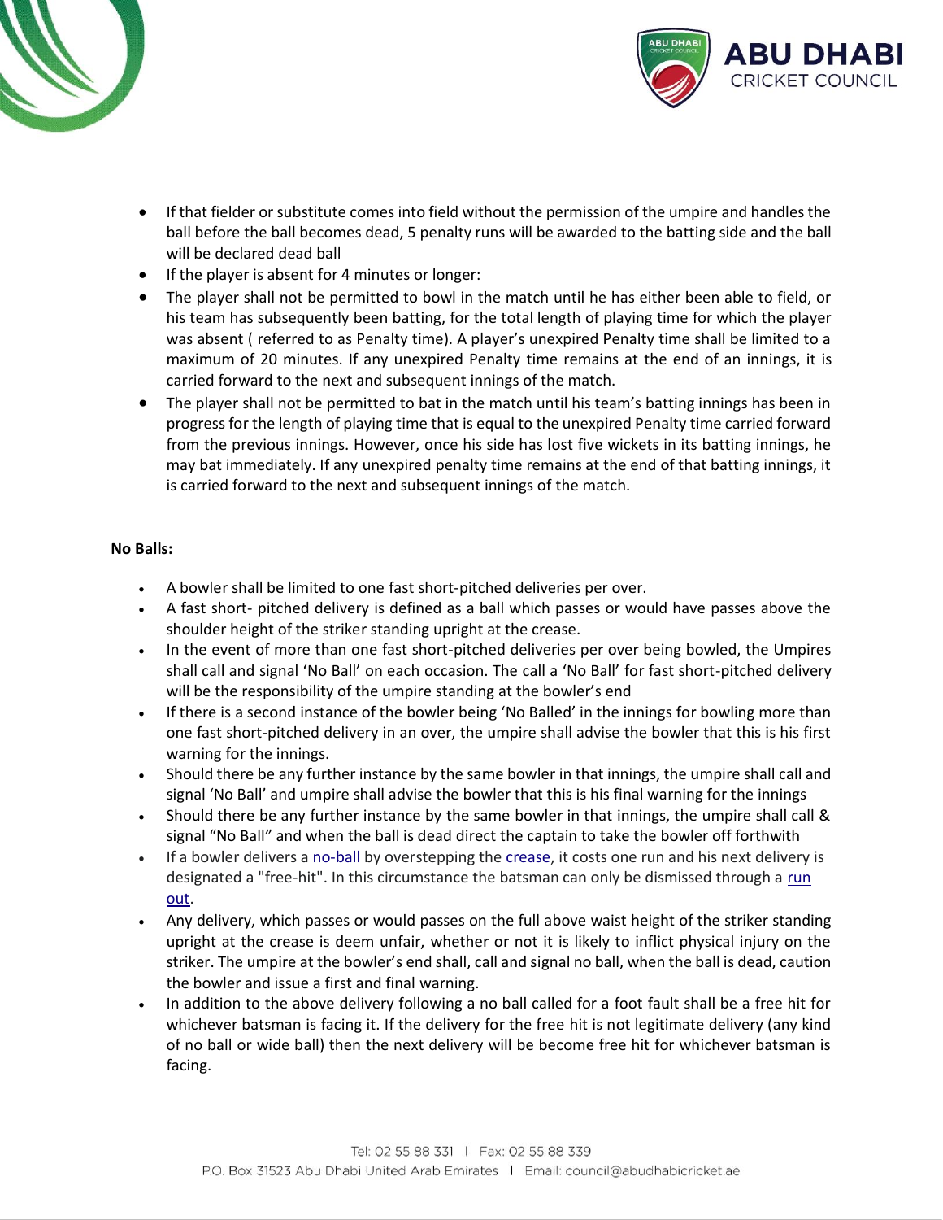- If that fielder or substitute comes into field without the permission of the umpire and handles the ball before the ball becomes dead, 5 penalty runs will be awarded to the batting side and the ball will be declared dead ball
- If the player is absent for 4 minutes or longer:
- The player shall not be permitted to bowl in the match until he has either been able to field, or his team has subsequently been batting, for the total length of playing time for which the player was absent ( referred to as Penalty time). A player's unexpired Penalty time shall be limited to a maximum of 20 minutes. If any unexpired Penalty time remains at the end of an innings, it is carried forward to the next and subsequent innings of the match.
- The player shall not be permitted to bat in the match until his team's batting innings has been in progress for the length of playing time that is equal to the unexpired Penalty time carried forward from the previous innings. However, once his side has lost five wickets in its batting innings, he may bat immediately. If any unexpired penalty time remains at the end of that batting innings, it is carried forward to the next and subsequent innings of the match.

**No Balls:**

- A bowler shall be limited to one fast short-pitched deliveries per over.
- A fast short- pitched delivery is defined as a ball which passes or would have passes above the shoulder height of the striker standing upright at the crease.
- In the event of more than one fast short-pitched deliveries per over being bowled, the Umpires shall call and signal 'No Ball' on each occasion. The call a 'No Ball' for fast short-pitched delivery will be the responsibility of the umpire standing at the bowler's end
- If there is a second instance of the bowler being 'No Balled' in the innings for bowling more than one fast short-pitched delivery in an over, the umpire shall advise the bowler that this is his first warning for the innings.
- Should there be any further instance by the same bowler in that innings, the umpire shall call and signal 'No Ball' and umpire shall advise the bowler that this is his final warning for the innings
- Should there be any further instance by the same bowler in that innings, the umpire shall call & signal "No Ball" and when the ball is dead direct the captain to take the bowler off forthwith
- If a bowler delivers a no-ball by overstepping the crease, it costs one run and his next delivery is designated a "free-hit". In this circumstance the batsman can only be dismissed through a run out.
- Any delivery, which passes or would passes on the full above waist height of the striker standing upright at the crease is deem unfair, whether or not it is likely to inflict physical injury on the striker. The umpire at the bowler's end shall, call and signal no ball, when the ball is dead, caution the bowler and issue a first and final warning.
- In addition to the above delivery following a no ball called for a foot fault shall be a free hit for whichever batsman is facing it. If the delivery for the free hit is not legitimate delivery (any kind of no ball or wide ball) then the next delivery will be become free hit for whichever batsman is facing.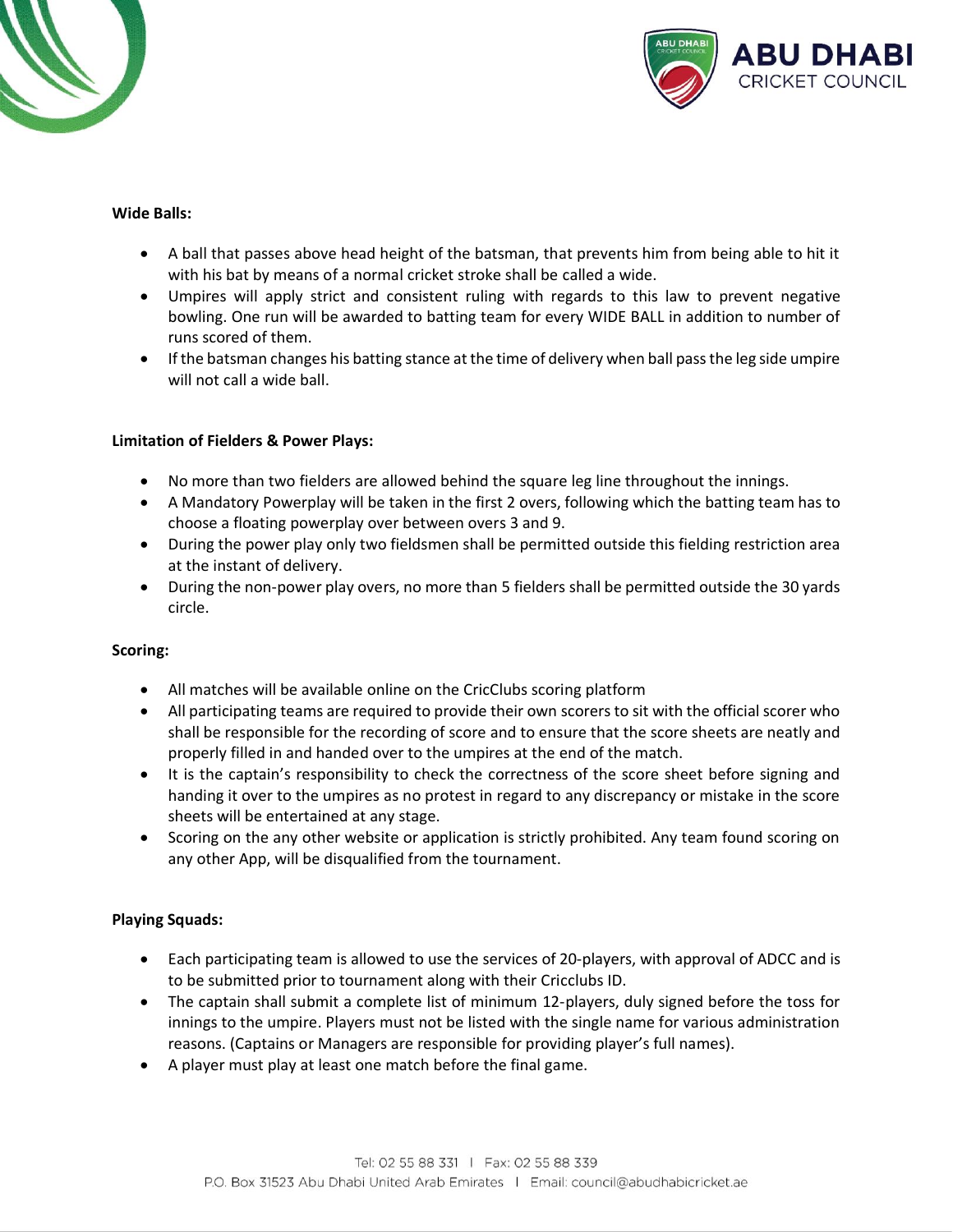**Wide Balls:**

- A ball that passes above head height of the batsman, that prevents him from being able to hit it with his bat by means of a normal cricket stroke shall be called a wide.
- Umpires will apply strict and consistent ruling with regards to this law to prevent negative bowling. One run will be awarded to batting team for every WIDE BALL in addition to number of runs scored of them.
- If the batsman changes his batting stance at the time of delivery when ball pass the leg side umpire will not call a wide ball.

**Limitation of Fielders & Power Plays:**

- No more than two fielders are allowed behind the square leg line throughout the innings.
- A Mandatory Powerplay will be taken in the first 2 overs, following which the batting team has to choose a floating powerplay over between overs 3 and 9.
- During the power play only two fieldsmen shall be permitted outside this fielding restriction area at the instant of delivery.
- During the non-power play overs, no more than 5 fielders shall be permitted outside the 30 yards circle.

**Scoring:**

- All matches will be available online on the CricClubs scoring platform
- All participating teams are required to provide their own scorers to sit with the official scorer who shall be responsible for the recording of score and to ensure that the score sheets are neatly and properly filled in and handed over to the umpires at the end of the match.
- It is the captain's responsibility to check the correctness of the score sheet before signing and handing it over to the umpires as no protest in regard to any discrepancy or mistake in the score sheets will be entertained at any stage.
- Scoring on the any other website or application is strictly prohibited. Any team found scoring on any other App, will be disqualified from the tournament.

**Playing Squads:**

- Each participating team is allowed to use the services of 20-players, with approval of ADCC and is to be submitted prior to tournament along with their Cricclubs ID.
- The captain shall submit a complete list of minimum 12-players, duly signed before the toss for innings to the umpire. Players must not be listed with the single name for various administration reasons. (Captains or Managers are responsible for providing player's full names).
- A player must play at least one match before the final game.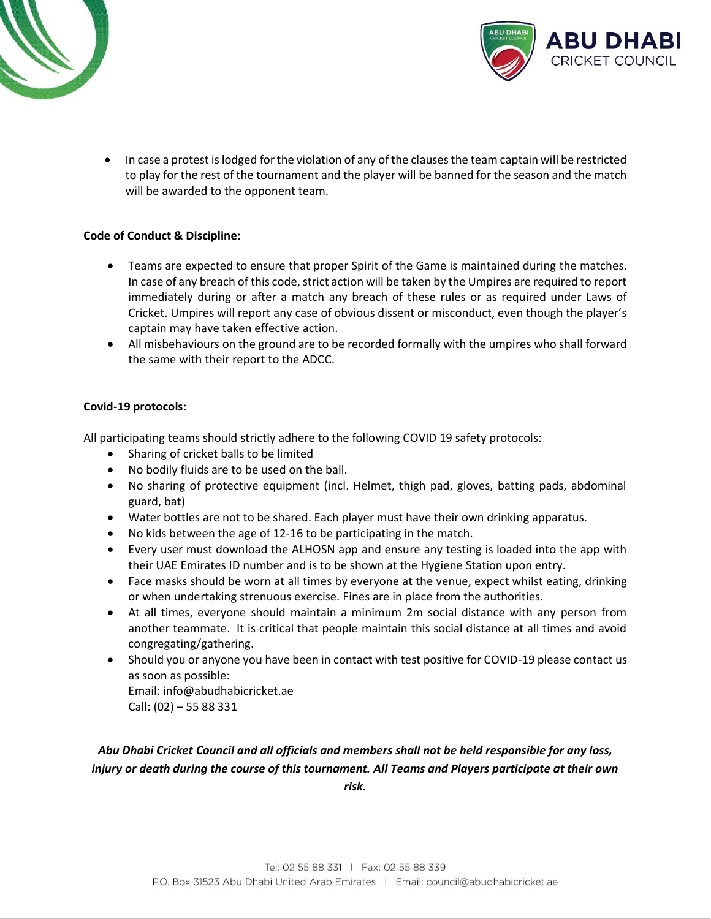- In case a protest is lodged for the violation of any of the clauses the team captain will be restricted to play for the rest of the tournament and the player will be banned for the season and the match will be awarded to the opponent team.

**Code of Conduct & Discipline:**

- Teams are expected to ensure that proper Spirit of the Game is maintained during the matches. In case of any breach of this code, strict action will be taken by the Umpires are required to report immediately during or after a match any breach of these rules or as required under Laws of Cricket. Umpires will report any case of obvious dissent or misconduct, even though the player's captain may have taken effective action.
- All misbehaviours on the ground are to be recorded formally with the umpires who shall forward the same with their report to the ADCC.

**Covid-19 protocols:**

All participating teams should strictly adhere to the following COVID 19 safety protocols:

- Sharing of cricket balls to be limited
- No bodily fluids are to be used on the ball.
- No sharing of protective equipment (incl. Helmet, thigh pad, gloves, batting pads, abdominal guard, bat)
- Water bottles are not to be shared. Each player must have their own drinking apparatus.
- No kids between the age of 12-16 to be participating in the match.
- Every user must download the ALHOSN app and ensure any testing is loaded into the app with their UAE Emirates ID number and is to be shown at the Hygiene Station upon entry.
- Face masks should be worn at all times by everyone at the venue, expect whilst eating, drinking or when undertaking strenuous exercise. Fines are in place from the authorities.
- At all times, everyone should maintain a minimum 2m social distance with any person from another teammate. It is critical that people maintain this social distance at all times and avoid congregating/gathering.
- Should you or anyone you have been in contact with test positive for COVID-19 please contact us as soon as possible:
  Email: info@abudhabicricket.ae
  Call: (02) – 55 88 331

***Abu Dhabi Cricket Council and all officials and members shall not be held responsible for any loss, injury or death during the course of this tournament. All Teams and Players participate at their own risk.***